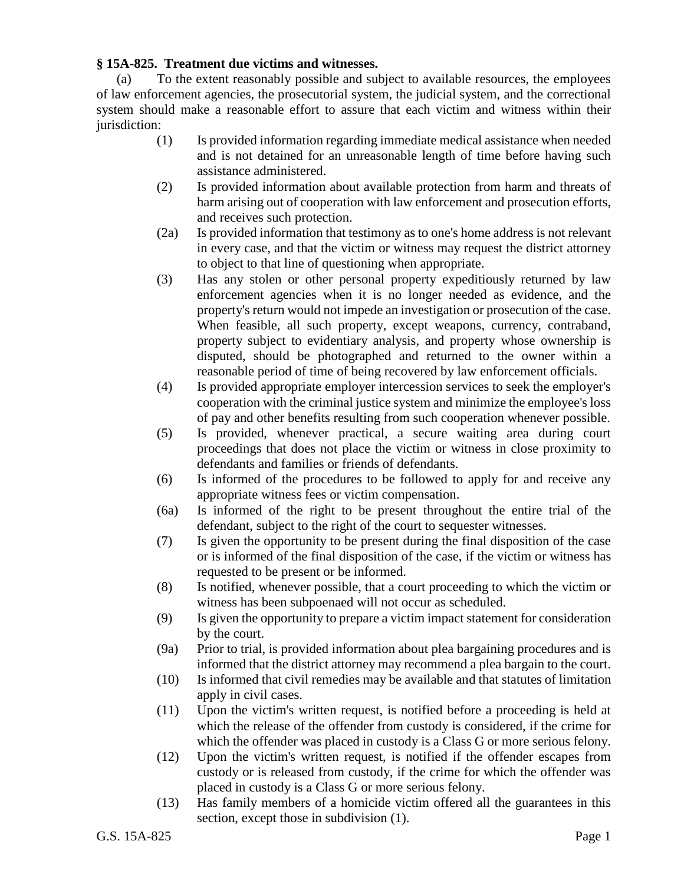**§ 15A-825. Treatment due victims and witnesses.**

(a) To the extent reasonably possible and subject to available resources, the employees of law enforcement agencies, the prosecutorial system, the judicial system, and the correctional system should make a reasonable effort to assure that each victim and witness within their jurisdiction:

(1) Is provided information regarding immediate medical assistance when needed and is not detained for an unreasonable length of time before having such assistance administered.

(2) Is provided information about available protection from harm and threats of harm arising out of cooperation with law enforcement and prosecution efforts, and receives such protection.

(2a) Is provided information that testimony as to one's home address is not relevant in every case, and that the victim or witness may request the district attorney to object to that line of questioning when appropriate.

(3) Has any stolen or other personal property expeditiously returned by law enforcement agencies when it is no longer needed as evidence, and the property's return would not impede an investigation or prosecution of the case. When feasible, all such property, except weapons, currency, contraband, property subject to evidentiary analysis, and property whose ownership is disputed, should be photographed and returned to the owner within a reasonable period of time of being recovered by law enforcement officials.

(4) Is provided appropriate employer intercession services to seek the employer's cooperation with the criminal justice system and minimize the employee's loss of pay and other benefits resulting from such cooperation whenever possible.

(5) Is provided, whenever practical, a secure waiting area during court proceedings that does not place the victim or witness in close proximity to defendants and families or friends of defendants.

(6) Is informed of the procedures to be followed to apply for and receive any appropriate witness fees or victim compensation.

(6a) Is informed of the right to be present throughout the entire trial of the defendant, subject to the right of the court to sequester witnesses.

(7) Is given the opportunity to be present during the final disposition of the case or is informed of the final disposition of the case, if the victim or witness has requested to be present or be informed.

(8) Is notified, whenever possible, that a court proceeding to which the victim or witness has been subpoenaed will not occur as scheduled.

(9) Is given the opportunity to prepare a victim impact statement for consideration by the court.

(9a) Prior to trial, is provided information about plea bargaining procedures and is informed that the district attorney may recommend a plea bargain to the court.

(10) Is informed that civil remedies may be available and that statutes of limitation apply in civil cases.

(11) Upon the victim's written request, is notified before a proceeding is held at which the release of the offender from custody is considered, if the crime for which the offender was placed in custody is a Class G or more serious felony.

(12) Upon the victim's written request, is notified if the offender escapes from custody or is released from custody, if the crime for which the offender was placed in custody is a Class G or more serious felony.

(13) Has family members of a homicide victim offered all the guarantees in this section, except those in subdivision (1).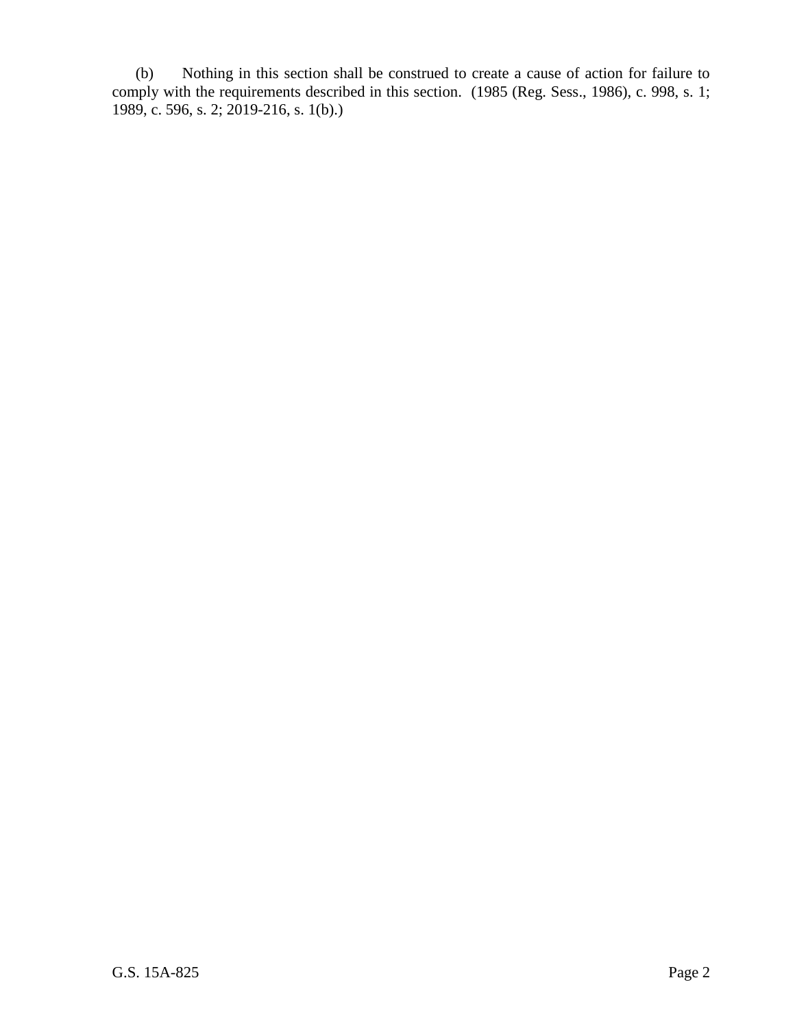(b) Nothing in this section shall be construed to create a cause of action for failure to comply with the requirements described in this section. (1985 (Reg. Sess., 1986), c. 998, s. 1; 1989, c. 596, s. 2; 2019-216, s. 1(b).)